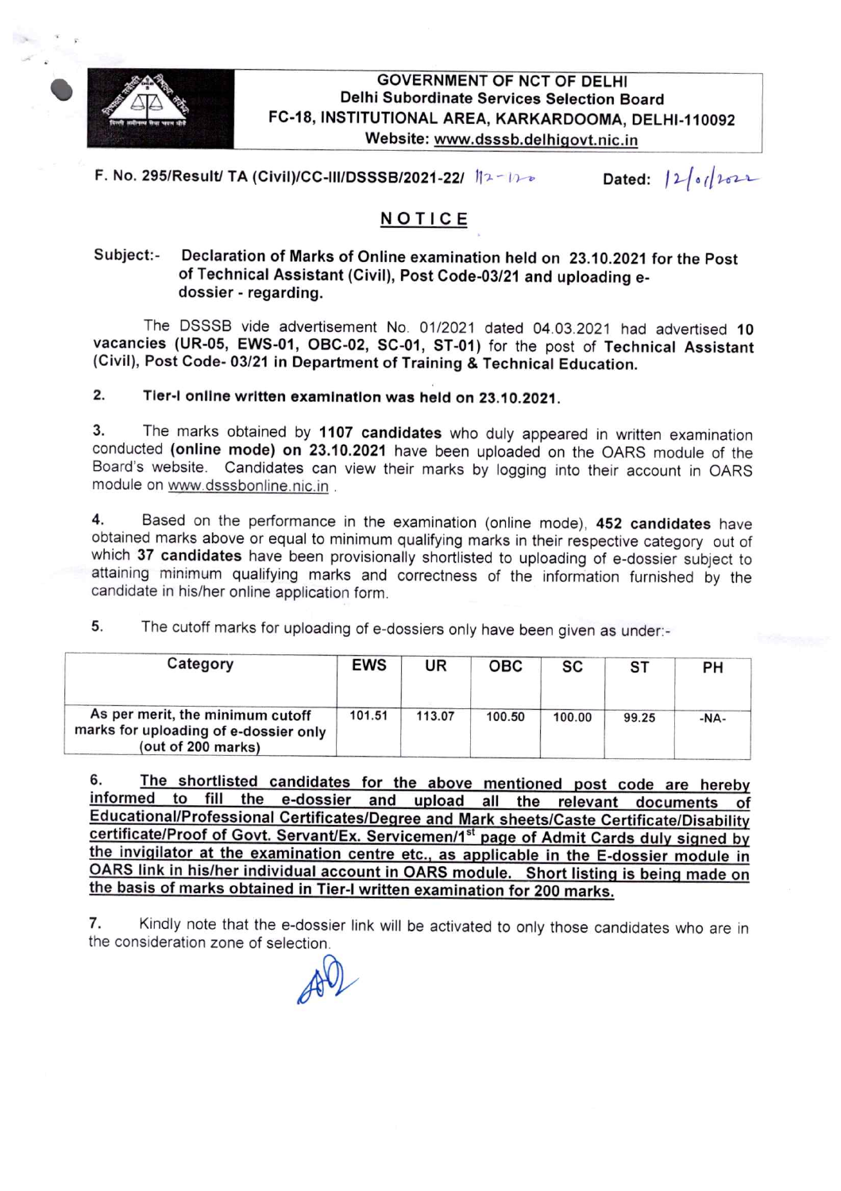**GOVERNMENT OF NCT OF DELHI**
**Delhi Subordinate Services Selection Board**
**FC-18, INSTITUTIONAL AREA, KARKARDOOMA, DELHI-110092**
**Website: www.dsssb.delhigovt.nic.in**

**F. No. 295/Result/ TA (Civil)/CC-III/DSSSB/2021-22/** 112-120 **Dated:** 12/01/2022

## NOTICE

**Subject:-** **Declaration of Marks of Online examination held on 23.10.2021 for the Post of Technical Assistant (Civil), Post Code-03/21 and uploading e-dossier - regarding.**

The DSSSB vide advertisement No. 01/2021 dated 04.03.2021 had advertised **10 vacancies (UR-05, EWS-01, OBC-02, SC-01, ST-01)** for the post of **Technical Assistant (Civil), Post Code- 03/21 in Department of Training & Technical Education.**

2. **Tier-I online written examination was held on 23.10.2021.**

3. The marks obtained by **1107 candidates** who duly appeared in written examination conducted **(online mode) on 23.10.2021** have been uploaded on the OARS module of the Board's website. Candidates can view their marks by logging into their account in OARS module on www.dsssbonline.nic.in .

4. Based on the performance in the examination (online mode), **452 candidates** have obtained marks above or equal to minimum qualifying marks in their respective category out of which **37 candidates** have been provisionally shortlisted to uploading of e-dossier subject to attaining minimum qualifying marks and correctness of the information furnished by the candidate in his/her online application form.

5. The cutoff marks for uploading of e-dossiers only have been given as under:-

| Category | EWS | UR | OBC | SC | ST | PH |
|---|---|---|---|---|---|---|
| As per merit, the minimum cutoff marks for uploading of e-dossier only (out of 200 marks) | 101.51 | 113.07 | 100.50 | 100.00 | 99.25 | -NA- |

6. **The shortlisted candidates for the above mentioned post code are hereby informed to fill the e-dossier and upload all the relevant documents of Educational/Professional Certificates/Degree and Mark sheets/Caste Certificate/Disability certificate/Proof of Govt. Servant/Ex. Servicemen/1st page of Admit Cards duly signed by the invigilator at the examination centre etc., as applicable in the E-dossier module in OARS link in his/her individual account in OARS module. Short listing is being made on the basis of marks obtained in Tier-I written examination for 200 marks.**

7. Kindly note that the e-dossier link will be activated to only those candidates who are in the consideration zone of selection.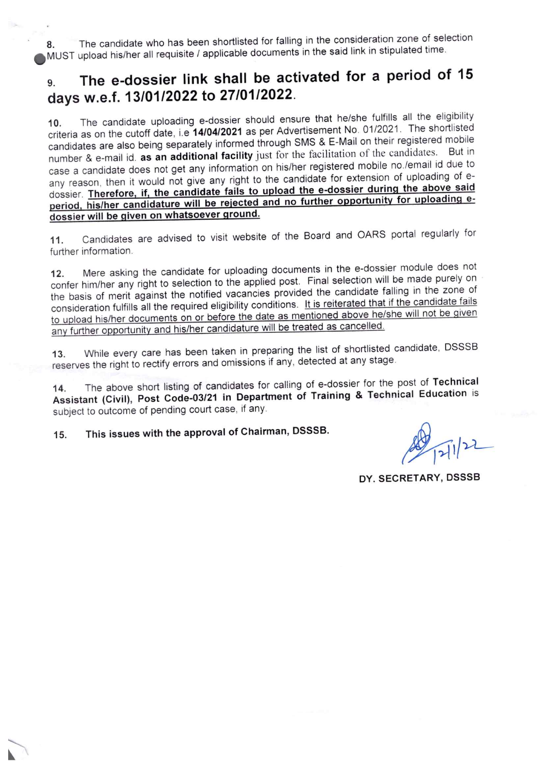8. The candidate who has been shortlisted for falling in the consideration zone of selection MUST upload his/her all requisite / applicable documents in the said link in stipulated time.

9. **The e-dossier link shall be activated for a period of 15 days w.e.f. 13/01/2022 to 27/01/2022.**

10. The candidate uploading e-dossier should ensure that he/she fulfills all the eligibility criteria as on the cutoff date, i.e **14/04/2021** as per Advertisement No. 01/2021. The shortlisted candidates are also being separately informed through SMS & E-Mail on their registered mobile number & e-mail id. **as an additional facility** just for the facilitation of the candidates. But in case a candidate does not get any information on his/her registered mobile no./email id due to any reason, then it would not give any right to the candidate for extension of uploading of e-dossier. **Therefore, if, the candidate fails to upload the e-dossier during the above said period, his/her candidature will be rejected and no further opportunity for uploading e-dossier will be given on whatsoever ground.**

11. Candidates are advised to visit website of the Board and OARS portal regularly for further information.

12. Mere asking the candidate for uploading documents in the e-dossier module does not confer him/her any right to selection to the applied post. Final selection will be made purely on the basis of merit against the notified vacancies provided the candidate falling in the zone of consideration fulfills all the required eligibility conditions. It is reiterated that if the candidate fails to upload his/her documents on or before the date as mentioned above he/she will not be given any further opportunity and his/her candidature will be treated as cancelled.

13. While every care has been taken in preparing the list of shortlisted candidate, DSSSB reserves the right to rectify errors and omissions if any, detected at any stage.

14. The above short listing of candidates for calling of e-dossier for the post of **Technical Assistant (Civil), Post Code-03/21 in Department of Training & Technical Education** is subject to outcome of pending court case, if any.

15. **This issues with the approval of Chairman, DSSSB.**

12/1/22

**DY. SECRETARY, DSSSB**